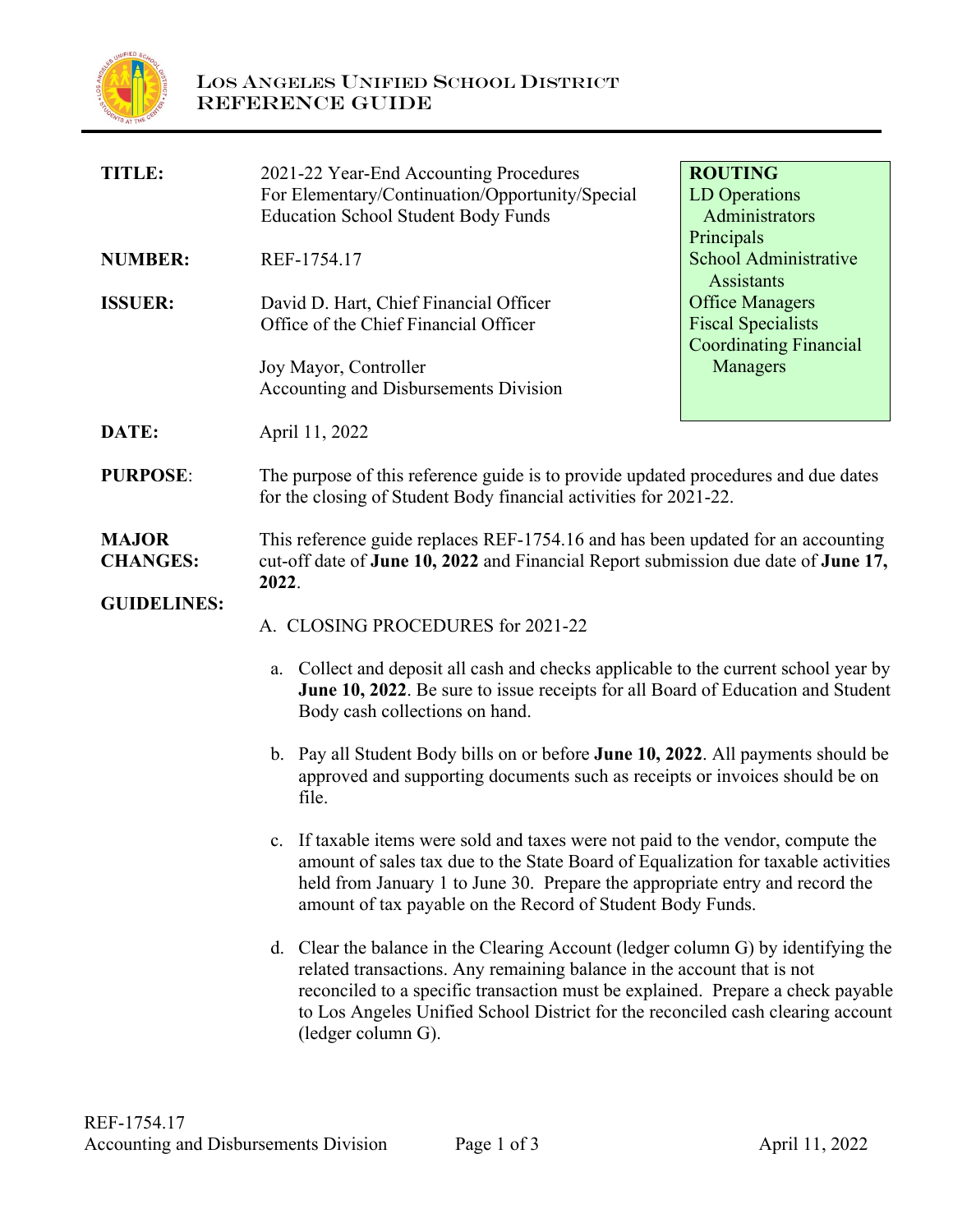**Los Angeles Unified School District**
**REFERENCE GUIDE**

| | | |
|---|---|---|
| **TITLE:** | 2021-22 Year-End Accounting Procedures For Elementary/Continuation/Opportunity/Special Education School Student Body Funds | **ROUTING** LD Operations Administrators Principals School Administrative Assistants Office Managers Fiscal Specialists Coordinating Financial Managers |
| **NUMBER:** | REF-1754.17 | |
| **ISSUER:** | David D. Hart, Chief Financial Officer Office of the Chief Financial Officer<br><br>Joy Mayor, Controller Accounting and Disbursements Division | |
| **DATE:** | April 11, 2022 | |

**PURPOSE**: The purpose of this reference guide is to provide updated procedures and due dates for the closing of Student Body financial activities for 2021-22.

**MAJOR CHANGES:** This reference guide replaces REF-1754.16 and has been updated for an accounting cut-off date of **June 10, 2022** and Financial Report submission due date of **June 17, 2022**.

**GUIDELINES:**

A. CLOSING PROCEDURES for 2021-22

a. Collect and deposit all cash and checks applicable to the current school year by **June 10, 2022**. Be sure to issue receipts for all Board of Education and Student Body cash collections on hand.

b. Pay all Student Body bills on or before **June 10, 2022**. All payments should be approved and supporting documents such as receipts or invoices should be on file.

c. If taxable items were sold and taxes were not paid to the vendor, compute the amount of sales tax due to the State Board of Equalization for taxable activities held from January 1 to June 30. Prepare the appropriate entry and record the amount of tax payable on the Record of Student Body Funds.

d. Clear the balance in the Clearing Account (ledger column G) by identifying the related transactions. Any remaining balance in the account that is not reconciled to a specific transaction must be explained. Prepare a check payable to Los Angeles Unified School District for the reconciled cash clearing account (ledger column G).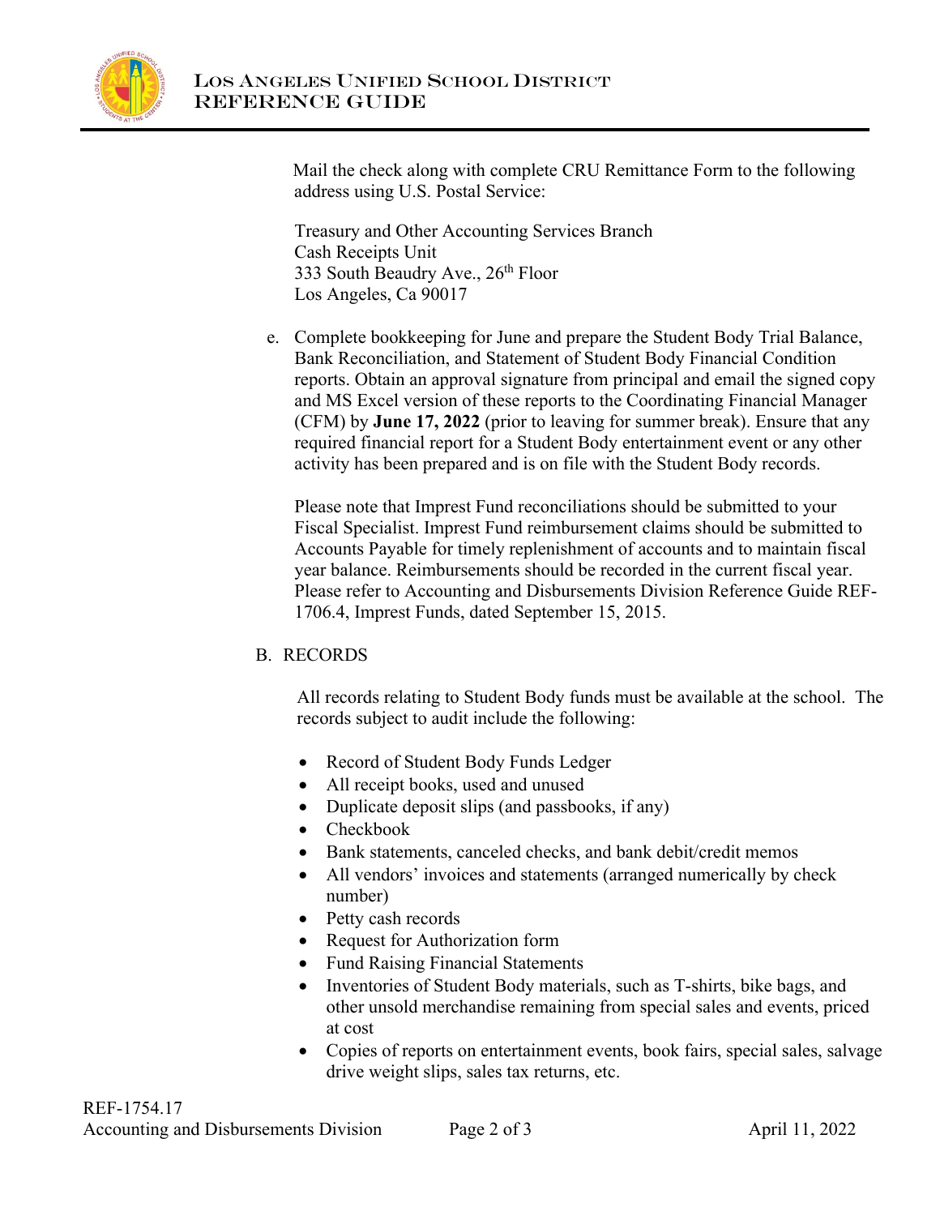Mail the check along with complete CRU Remittance Form to the following address using U.S. Postal Service:

Treasury and Other Accounting Services Branch
Cash Receipts Unit
333 South Beaudry Ave., 26th Floor
Los Angeles, Ca 90017

e. Complete bookkeeping for June and prepare the Student Body Trial Balance, Bank Reconciliation, and Statement of Student Body Financial Condition reports. Obtain an approval signature from principal and email the signed copy and MS Excel version of these reports to the Coordinating Financial Manager (CFM) by **June 17, 2022** (prior to leaving for summer break). Ensure that any required financial report for a Student Body entertainment event or any other activity has been prepared and is on file with the Student Body records.

   Please note that Imprest Fund reconciliations should be submitted to your Fiscal Specialist. Imprest Fund reimbursement claims should be submitted to Accounts Payable for timely replenishment of accounts and to maintain fiscal year balance. Reimbursements should be recorded in the current fiscal year. Please refer to Accounting and Disbursements Division Reference Guide REF-1706.4, Imprest Funds, dated September 15, 2015.

B. RECORDS

All records relating to Student Body funds must be available at the school. The records subject to audit include the following:

- Record of Student Body Funds Ledger
- All receipt books, used and unused
- Duplicate deposit slips (and passbooks, if any)
- Checkbook
- Bank statements, canceled checks, and bank debit/credit memos
- All vendors' invoices and statements (arranged numerically by check number)
- Petty cash records
- Request for Authorization form
- Fund Raising Financial Statements
- Inventories of Student Body materials, such as T-shirts, bike bags, and other unsold merchandise remaining from special sales and events, priced at cost
- Copies of reports on entertainment events, book fairs, special sales, salvage drive weight slips, sales tax returns, etc.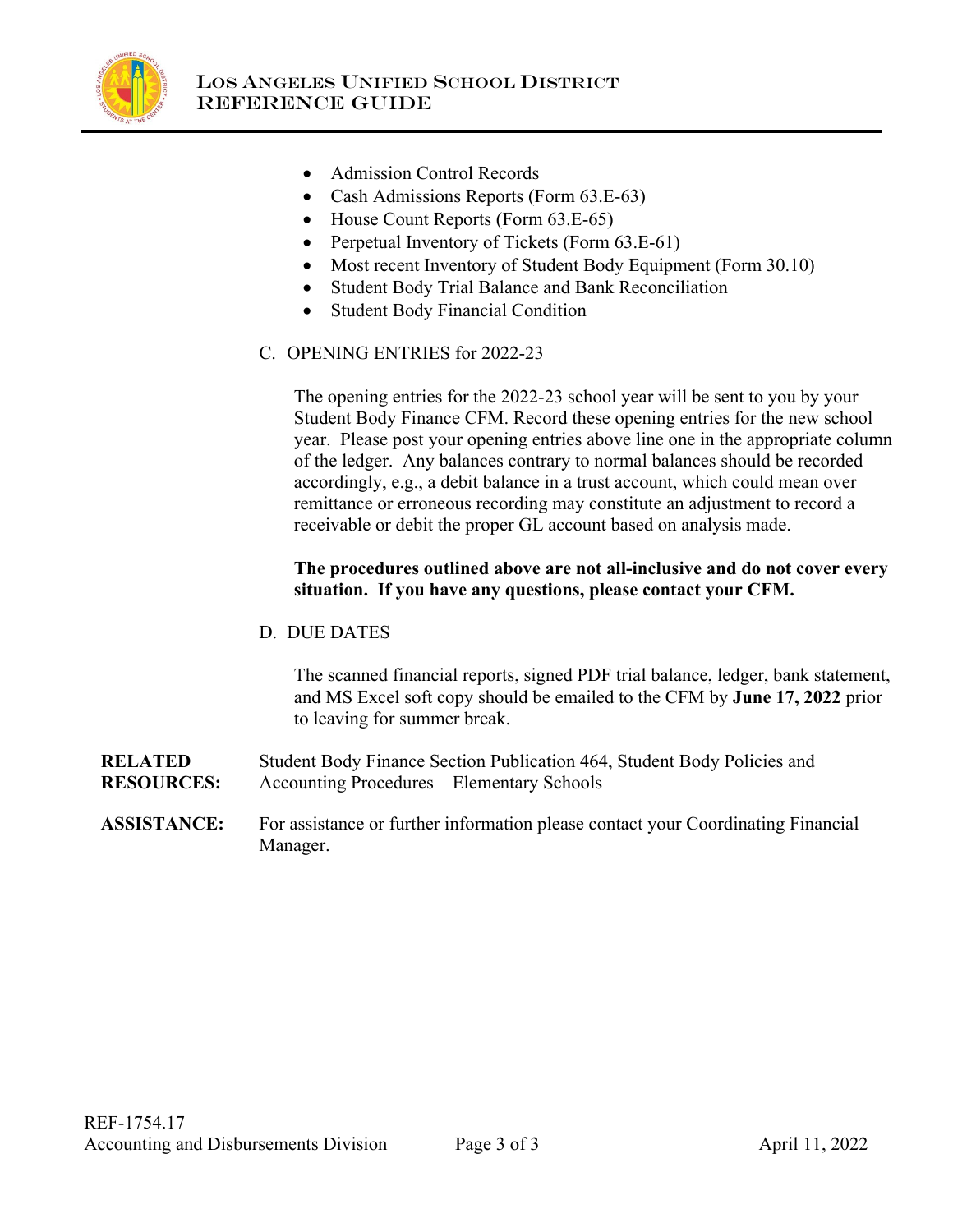- Admission Control Records
- Cash Admissions Reports (Form 63.E-63)
- House Count Reports (Form 63.E-65)
- Perpetual Inventory of Tickets (Form 63.E-61)
- Most recent Inventory of Student Body Equipment (Form 30.10)
- Student Body Trial Balance and Bank Reconciliation
- Student Body Financial Condition

C. OPENING ENTRIES for 2022-23

The opening entries for the 2022-23 school year will be sent to you by your Student Body Finance CFM. Record these opening entries for the new school year. Please post your opening entries above line one in the appropriate column of the ledger. Any balances contrary to normal balances should be recorded accordingly, e.g., a debit balance in a trust account, which could mean over remittance or erroneous recording may constitute an adjustment to record a receivable or debit the proper GL account based on analysis made.

**The procedures outlined above are not all-inclusive and do not cover every situation. If you have any questions, please contact your CFM.**

D. DUE DATES

The scanned financial reports, signed PDF trial balance, ledger, bank statement, and MS Excel soft copy should be emailed to the CFM by **June 17, 2022** prior to leaving for summer break.

**RELATED RESOURCES:** Student Body Finance Section Publication 464, Student Body Policies and Accounting Procedures – Elementary Schools

**ASSISTANCE:** For assistance or further information please contact your Coordinating Financial Manager.